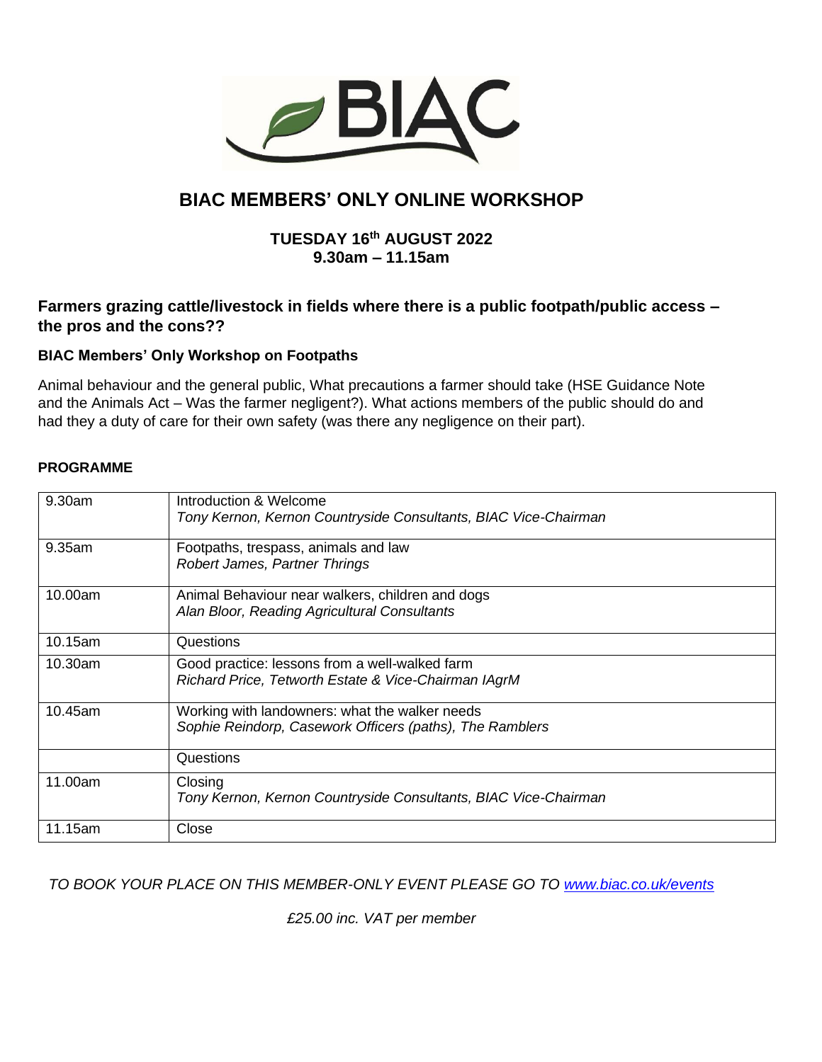# BIAC MEMBERS' ONLY ONLINE WORKSHOP

**TUESDAY 16th AUGUST 2022**
**9.30am – 11.15am**

## Farmers grazing cattle/livestock in fields where there is a public footpath/public access – the pros and the cons??

### BIAC Members' Only Workshop on Footpaths

Animal behaviour and the general public, What precautions a farmer should take (HSE Guidance Note and the Animals Act – Was the farmer negligent?). What actions members of the public should do and had they a duty of care for their own safety (was there any negligence on their part).

**PROGRAMME**

| | |
|---|---|
| 9.30am | Introduction & Welcome<br>*Tony Kernon, Kernon Countryside Consultants, BIAC Vice-Chairman* |
| 9.35am | Footpaths, trespass, animals and law<br>*Robert James, Partner Thrings* |
| 10.00am | Animal Behaviour near walkers, children and dogs<br>*Alan Bloor, Reading Agricultural Consultants* |
| 10.15am | Questions |
| 10.30am | Good practice: lessons from a well-walked farm<br>*Richard Price, Tetworth Estate & Vice-Chairman IAgrM* |
| 10.45am | Working with landowners: what the walker needs<br>*Sophie Reindorp, Casework Officers (paths), The Ramblers* |
| | Questions |
| 11.00am | Closing<br>*Tony Kernon, Kernon Countryside Consultants, BIAC Vice-Chairman* |
| 11.15am | Close |

*TO BOOK YOUR PLACE ON THIS MEMBER-ONLY EVENT PLEASE GO TO www.biac.co.uk/events*

*£25.00 inc. VAT per member*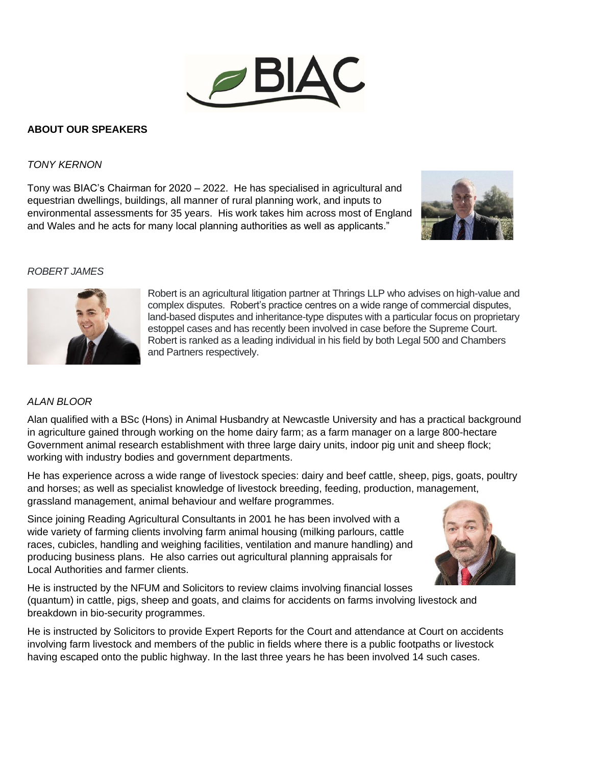## ABOUT OUR SPEAKERS

### *TONY KERNON*

Tony was BIAC's Chairman for 2020 – 2022. He has specialised in agricultural and equestrian dwellings, buildings, all manner of rural planning work, and inputs to environmental assessments for 35 years. His work takes him across most of England and Wales and he acts for many local planning authorities as well as applicants."

### *ROBERT JAMES*

Robert is an agricultural litigation partner at Thrings LLP who advises on high-value and complex disputes. Robert's practice centres on a wide range of commercial disputes, land-based disputes and inheritance-type disputes with a particular focus on proprietary estoppel cases and has recently been involved in case before the Supreme Court. Robert is ranked as a leading individual in his field by both Legal 500 and Chambers and Partners respectively.

### *ALAN BLOOR*

Alan qualified with a BSc (Hons) in Animal Husbandry at Newcastle University and has a practical background in agriculture gained through working on the home dairy farm; as a farm manager on a large 800-hectare Government animal research establishment with three large dairy units, indoor pig unit and sheep flock; working with industry bodies and government departments.

He has experience across a wide range of livestock species: dairy and beef cattle, sheep, pigs, goats, poultry and horses; as well as specialist knowledge of livestock breeding, feeding, production, management, grassland management, animal behaviour and welfare programmes.

Since joining Reading Agricultural Consultants in 2001 he has been involved with a wide variety of farming clients involving farm animal housing (milking parlours, cattle races, cubicles, handling and weighing facilities, ventilation and manure handling) and producing business plans. He also carries out agricultural planning appraisals for Local Authorities and farmer clients.

He is instructed by the NFUM and Solicitors to review claims involving financial losses (quantum) in cattle, pigs, sheep and goats, and claims for accidents on farms involving livestock and breakdown in bio-security programmes.

He is instructed by Solicitors to provide Expert Reports for the Court and attendance at Court on accidents involving farm livestock and members of the public in fields where there is a public footpaths or livestock having escaped onto the public highway. In the last three years he has been involved 14 such cases.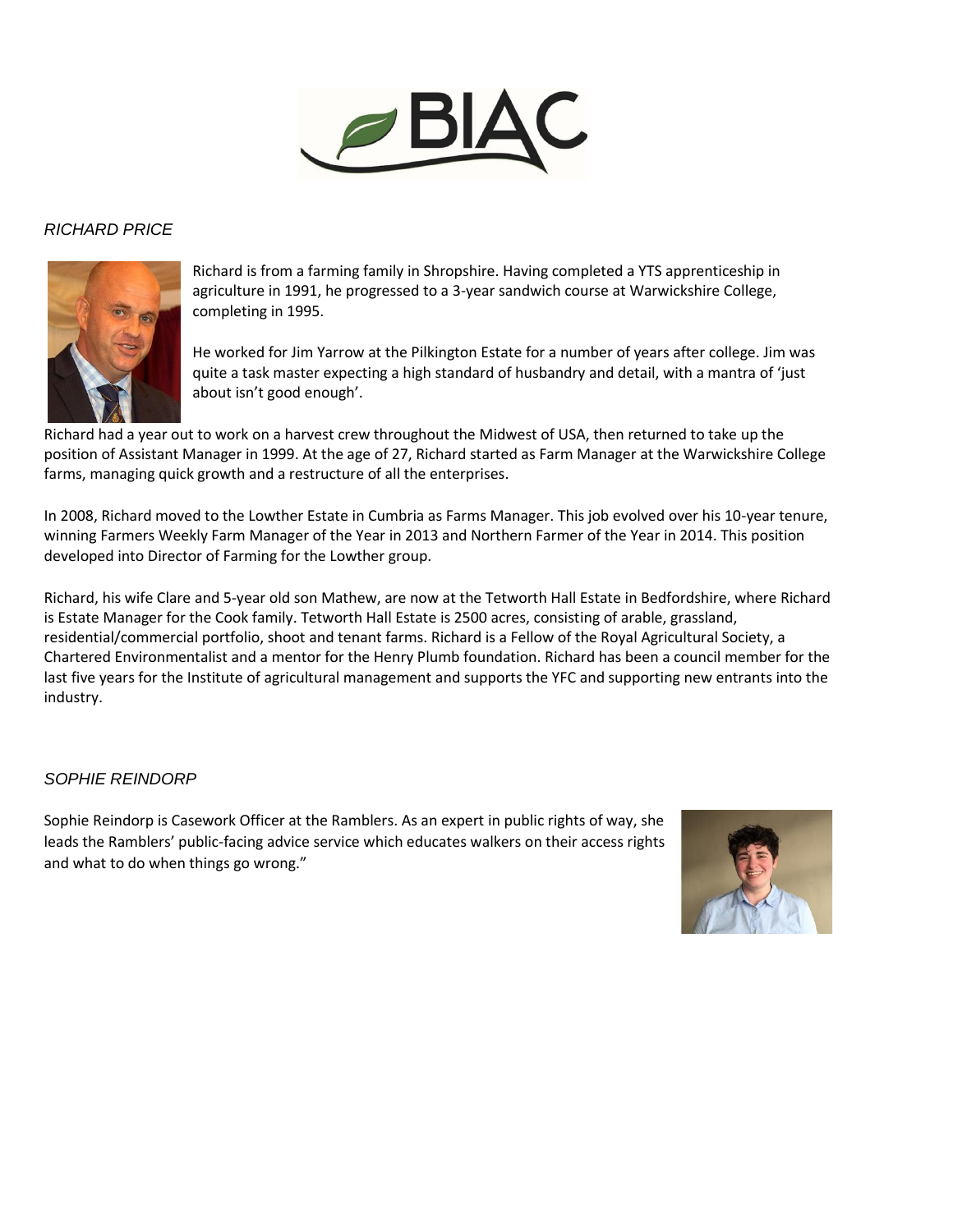## *RICHARD PRICE*

Richard is from a farming family in Shropshire. Having completed a YTS apprenticeship in agriculture in 1991, he progressed to a 3-year sandwich course at Warwickshire College, completing in 1995.

He worked for Jim Yarrow at the Pilkington Estate for a number of years after college. Jim was quite a task master expecting a high standard of husbandry and detail, with a mantra of 'just about isn't good enough'.

Richard had a year out to work on a harvest crew throughout the Midwest of USA, then returned to take up the position of Assistant Manager in 1999. At the age of 27, Richard started as Farm Manager at the Warwickshire College farms, managing quick growth and a restructure of all the enterprises.

In 2008, Richard moved to the Lowther Estate in Cumbria as Farms Manager. This job evolved over his 10-year tenure, winning Farmers Weekly Farm Manager of the Year in 2013 and Northern Farmer of the Year in 2014. This position developed into Director of Farming for the Lowther group.

Richard, his wife Clare and 5-year old son Mathew, are now at the Tetworth Hall Estate in Bedfordshire, where Richard is Estate Manager for the Cook family. Tetworth Hall Estate is 2500 acres, consisting of arable, grassland, residential/commercial portfolio, shoot and tenant farms. Richard is a Fellow of the Royal Agricultural Society, a Chartered Environmentalist and a mentor for the Henry Plumb foundation. Richard has been a council member for the last five years for the Institute of agricultural management and supports the YFC and supporting new entrants into the industry.

## *SOPHIE REINDORP*

Sophie Reindorp is Casework Officer at the Ramblers. As an expert in public rights of way, she leads the Ramblers' public-facing advice service which educates walkers on their access rights and what to do when things go wrong."